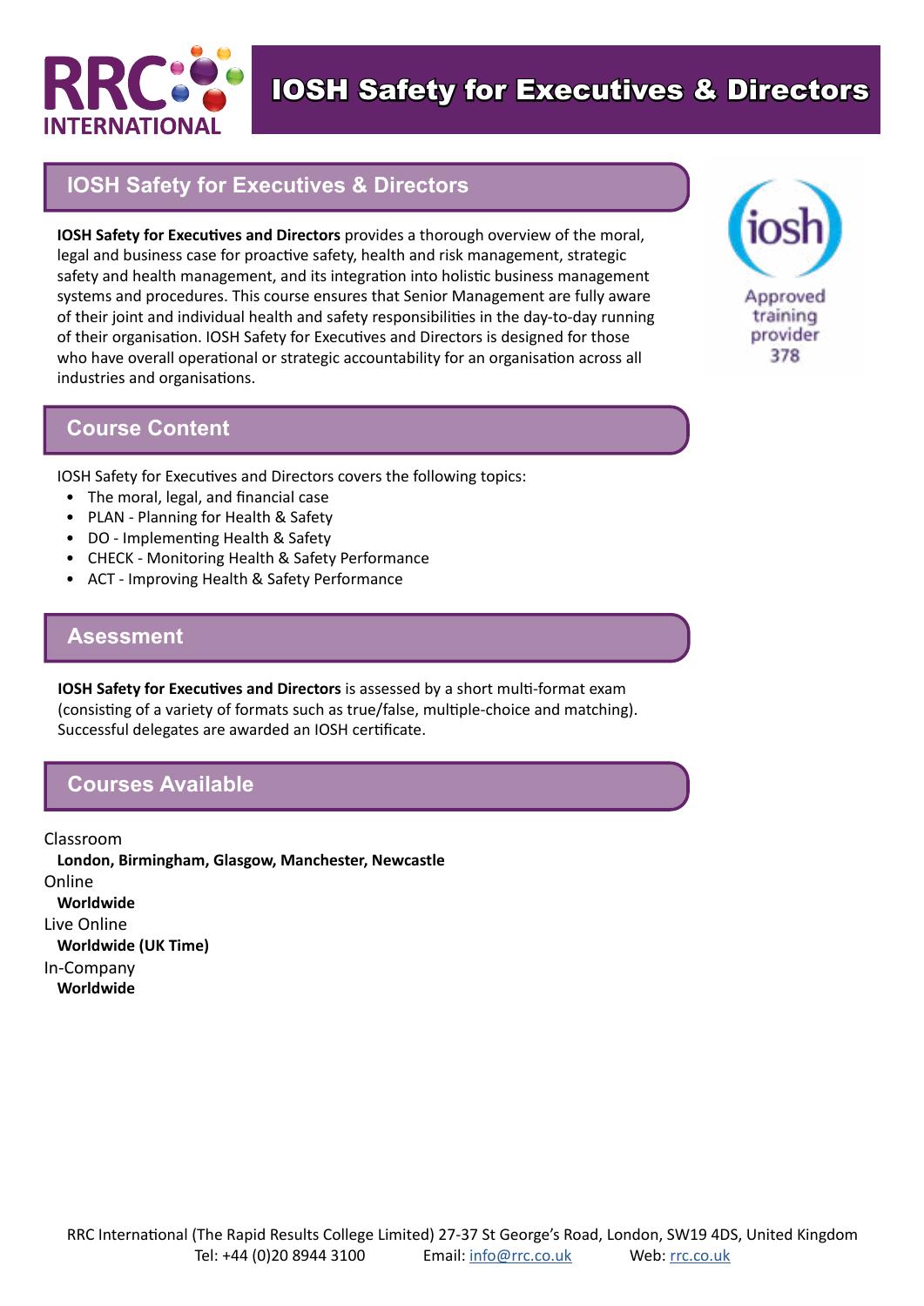# IOSH Safety for Executives & Directors

## IOSH Safety for Executives & Directors

iosh

Approved training provider 378

**IOSH Safety for Executives and Directors** provides a thorough overview of the moral, legal and business case for proactive safety, health and risk management, strategic safety and health management, and its integration into holistic business management systems and procedures. This course ensures that Senior Management are fully aware of their joint and individual health and safety responsibilities in the day-to-day running of their organisation. IOSH Safety for Executives and Directors is designed for those who have overall operational or strategic accountability for an organisation across all industries and organisations.

## Course Content

IOSH Safety for Executives and Directors covers the following topics:

- The moral, legal, and financial case
- PLAN - Planning for Health & Safety
- DO - Implementing Health & Safety
- CHECK - Monitoring Health & Safety Performance
- ACT - Improving Health & Safety Performance

## Assessment

**IOSH Safety for Executives and Directors** is assessed by a short multi-format exam (consisting of a variety of formats such as true/false, multiple-choice and matching). Successful delegates are awarded an IOSH certificate.

## Courses Available

Classroom
**London, Birmingham, Glasgow, Manchester, Newcastle**

Online
**Worldwide**

Live Online
**Worldwide (UK Time)**

In-Company
**Worldwide**

RRC International (The Rapid Results College Limited) 27-37 St George's Road, London, SW19 4DS, United Kingdom
Tel: +44 (0)20 8944 3100 Email: info@rrc.co.uk Web: rrc.co.uk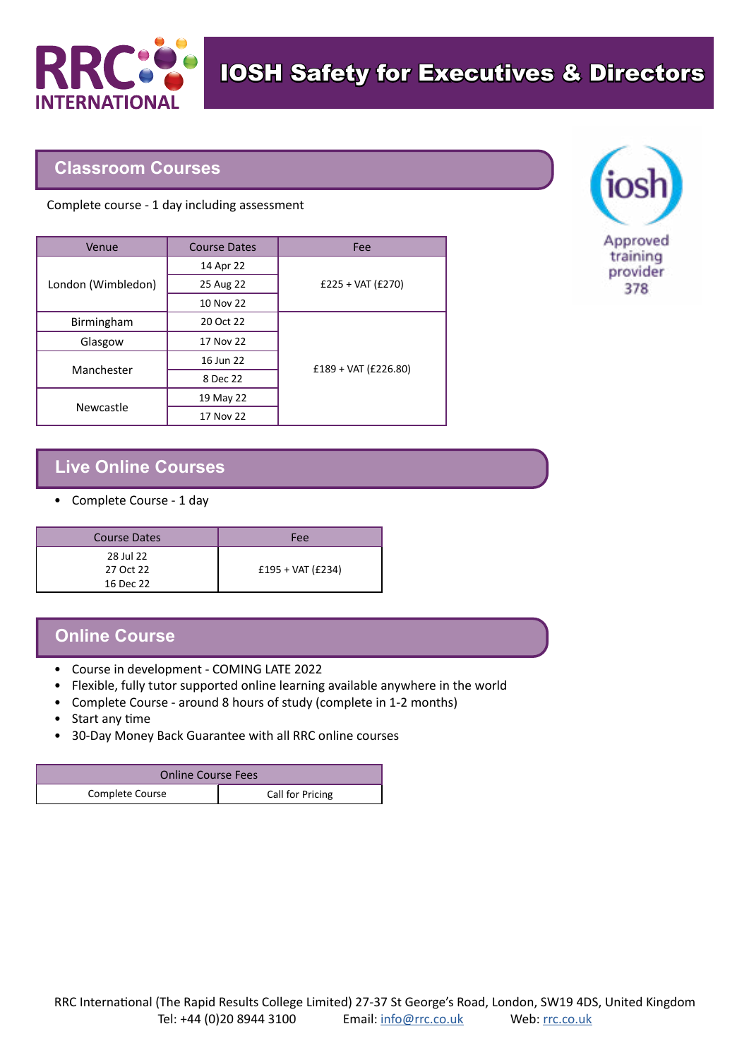# IOSH Safety for Executives & Directors

## Classroom Courses

Complete course - 1 day including assessment

| Venue | Course Dates | Fee |
|---|---|---|
| London (Wimbledon) | 14 Apr 22 | £225 + VAT (£270) |
| | 25 Aug 22 | |
| | 10 Nov 22 | |
| Birmingham | 20 Oct 22 | £189 + VAT (£226.80) |
| Glasgow | 17 Nov 22 | |
| Manchester | 16 Jun 22 | |
| | 8 Dec 22 | |
| Newcastle | 19 May 22 | |
| | 17 Nov 22 | |

iosh Approved training provider 378

## Live Online Courses

- Complete Course - 1 day

| Course Dates | Fee |
|---|---|
| 28 Jul 22<br>27 Oct 22<br>16 Dec 22 | £195 + VAT (£234) |

## Online Course

- Course in development - COMING LATE 2022
- Flexible, fully tutor supported online learning available anywhere in the world
- Complete Course - around 8 hours of study (complete in 1-2 months)
- Start any time
- 30-Day Money Back Guarantee with all RRC online courses

| Online Course Fees | |
|---|---|
| Complete Course | Call for Pricing |

RRC International (The Rapid Results College Limited) 27-37 St George's Road, London, SW19 4DS, United Kingdom
Tel: +44 (0)20 8944 3100 Email: info@rrc.co.uk Web: rrc.co.uk